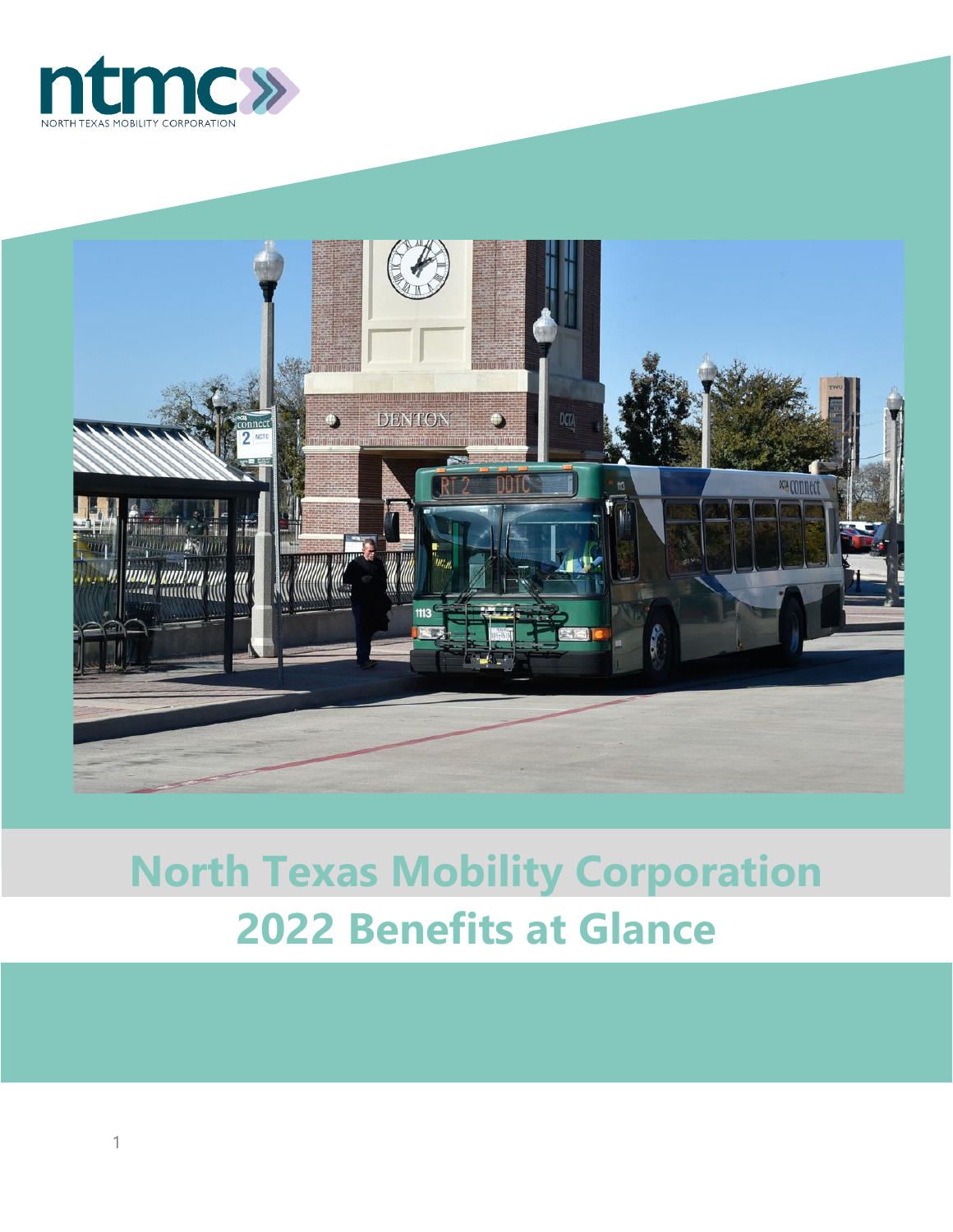ntmc

NORTH TEXAS MOBILITY CORPORATION

# North Texas Mobility Corporation

# 2022 Benefits at Glance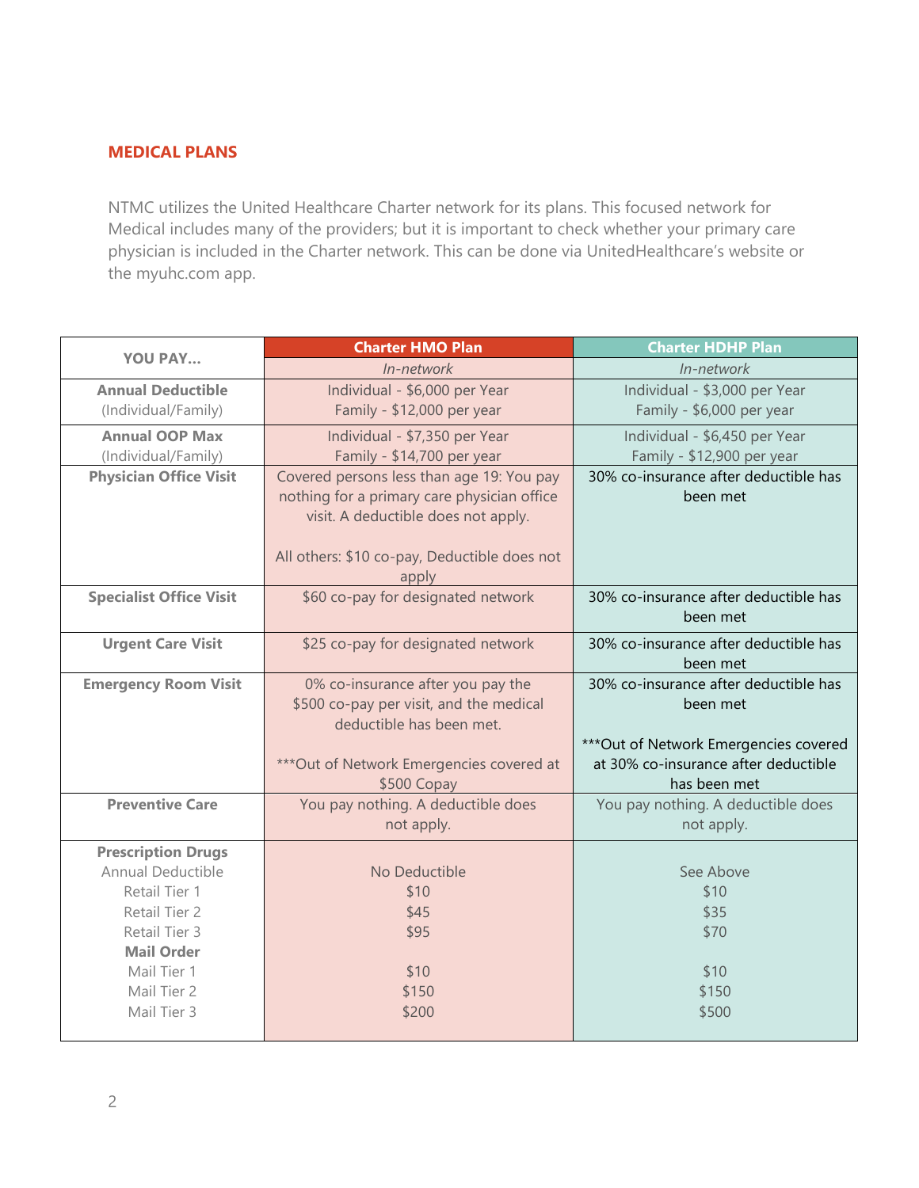## MEDICAL PLANS

NTMC utilizes the United Healthcare Charter network for its plans. This focused network for Medical includes many of the providers; but it is important to check whether your primary care physician is included in the Charter network. This can be done via UnitedHealthcare's website or the myuhc.com app.

| YOU PAY... | Charter HMO Plan | Charter HDHP Plan |
|---|---|---|
| | *In-network* | *In-network* |
| **Annual Deductible** (Individual/Family) | Individual - $6,000 per Year<br>Family - $12,000 per year | Individual - $3,000 per Year<br>Family - $6,000 per year |
| **Annual OOP Max** (Individual/Family) | Individual - $7,350 per Year<br>Family - $14,700 per year | Individual - $6,450 per Year<br>Family - $12,900 per year |
| **Physician Office Visit** | Covered persons less than age 19: You pay nothing for a primary care physician office visit. A deductible does not apply.<br><br>All others: $10 co-pay, Deductible does not apply | 30% co-insurance after deductible has been met |
| **Specialist Office Visit** | $60 co-pay for designated network | 30% co-insurance after deductible has been met |
| **Urgent Care Visit** | $25 co-pay for designated network | 30% co-insurance after deductible has been met |
| **Emergency Room Visit** | 0% co-insurance after you pay the $500 co-pay per visit, and the medical deductible has been met.<br><br>***Out of Network Emergencies covered at $500 Copay | 30% co-insurance after deductible has been met<br><br>***Out of Network Emergencies covered at 30% co-insurance after deductible has been met |
| **Preventive Care** | You pay nothing. A deductible does not apply. | You pay nothing. A deductible does not apply. |
| **Prescription Drugs** | | |
| Annual Deductible | No Deductible | See Above |
| Retail Tier 1 | $10 | $10 |
| Retail Tier 2 | $45 | $35 |
| Retail Tier 3 | $95 | $70 |
| **Mail Order** | | |
| Mail Tier 1 | $10 | $10 |
| Mail Tier 2 | $150 | $150 |
| Mail Tier 3 | $200 | $500 |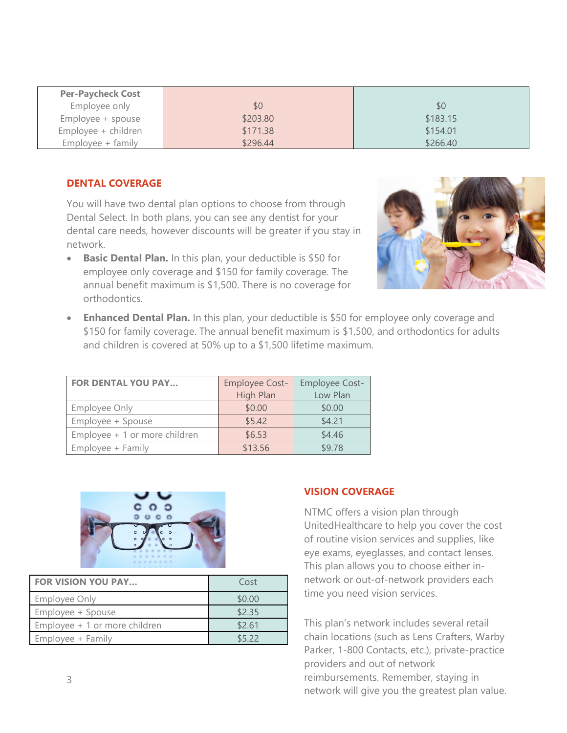| Per-Paycheck Cost | | |
|---|---|---|
| Employee only | $0 | $0 |
| Employee + spouse | $203.80 | $183.15 |
| Employee + children | $171.38 | $154.01 |
| Employee + family | $296.44 | $266.40 |

## DENTAL COVERAGE

You will have two dental plan options to choose from through Dental Select. In both plans, you can see any dentist for your dental care needs, however discounts will be greater if you stay in network.

- **Basic Dental Plan.** In this plan, your deductible is $50 for employee only coverage and $150 for family coverage. The annual benefit maximum is $1,500. There is no coverage for orthodontics.
- **Enhanced Dental Plan.** In this plan, your deductible is $50 for employee only coverage and $150 for family coverage. The annual benefit maximum is $1,500, and orthodontics for adults and children is covered at 50% up to a $1,500 lifetime maximum.

| FOR DENTAL YOU PAY… | Employee Cost-High Plan | Employee Cost-Low Plan |
|---|---|---|
| Employee Only | $0.00 | $0.00 |
| Employee + Spouse | $5.42 | $4.21 |
| Employee + 1 or more children | $6.53 | $4.46 |
| Employee + Family | $13.56 | $9.78 |

## VISION COVERAGE

NTMC offers a vision plan through UnitedHealthcare to help you cover the cost of routine vision services and supplies, like eye exams, eyeglasses, and contact lenses. This plan allows you to choose either in-network or out-of-network providers each time you need vision services.

This plan's network includes several retail chain locations (such as Lens Crafters, Warby Parker, 1-800 Contacts, etc.), private-practice providers and out of network reimbursements. Remember, staying in network will give you the greatest plan value.

| FOR VISION YOU PAY… | Cost |
|---|---|
| Employee Only | $0.00 |
| Employee + Spouse | $2.35 |
| Employee + 1 or more children | $2.61 |
| Employee + Family | $5.22 |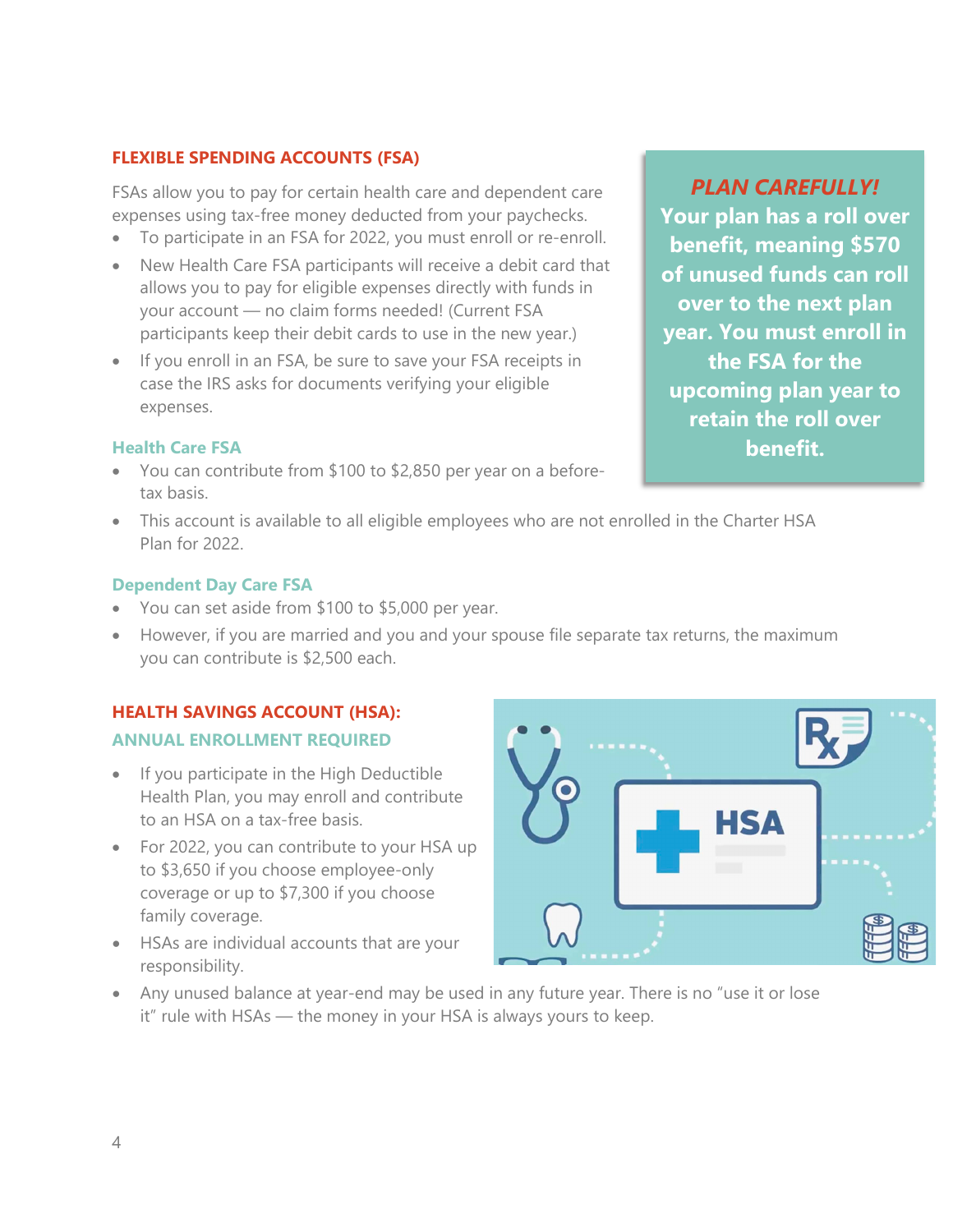## FLEXIBLE SPENDING ACCOUNTS (FSA)

FSAs allow you to pay for certain health care and dependent care expenses using tax-free money deducted from your paychecks.

- To participate in an FSA for 2022, you must enroll or re-enroll.
- New Health Care FSA participants will receive a debit card that allows you to pay for eligible expenses directly with funds in your account — no claim forms needed! (Current FSA participants keep their debit cards to use in the new year.)
- If you enroll in an FSA, be sure to save your FSA receipts in case the IRS asks for documents verifying your eligible expenses.

**_PLAN CAREFULLY!_**
**Your plan has a roll over benefit, meaning $570 of unused funds can roll over to the next plan year. You must enroll in the FSA for the upcoming plan year to retain the roll over benefit.**

### Health Care FSA

- You can contribute from $100 to $2,850 per year on a before-tax basis.
- This account is available to all eligible employees who are not enrolled in the Charter HSA Plan for 2022.

### Dependent Day Care FSA

- You can set aside from $100 to $5,000 per year.
- However, if you are married and you and your spouse file separate tax returns, the maximum you can contribute is $2,500 each.

## HEALTH SAVINGS ACCOUNT (HSA):

### ANNUAL ENROLLMENT REQUIRED

- If you participate in the High Deductible Health Plan, you may enroll and contribute to an HSA on a tax-free basis.
- For 2022, you can contribute to your HSA up to $3,650 if you choose employee-only coverage or up to $7,300 if you choose family coverage.
- HSAs are individual accounts that are your responsibility.
- Any unused balance at year-end may be used in any future year. There is no "use it or lose it" rule with HSAs — the money in your HSA is always yours to keep.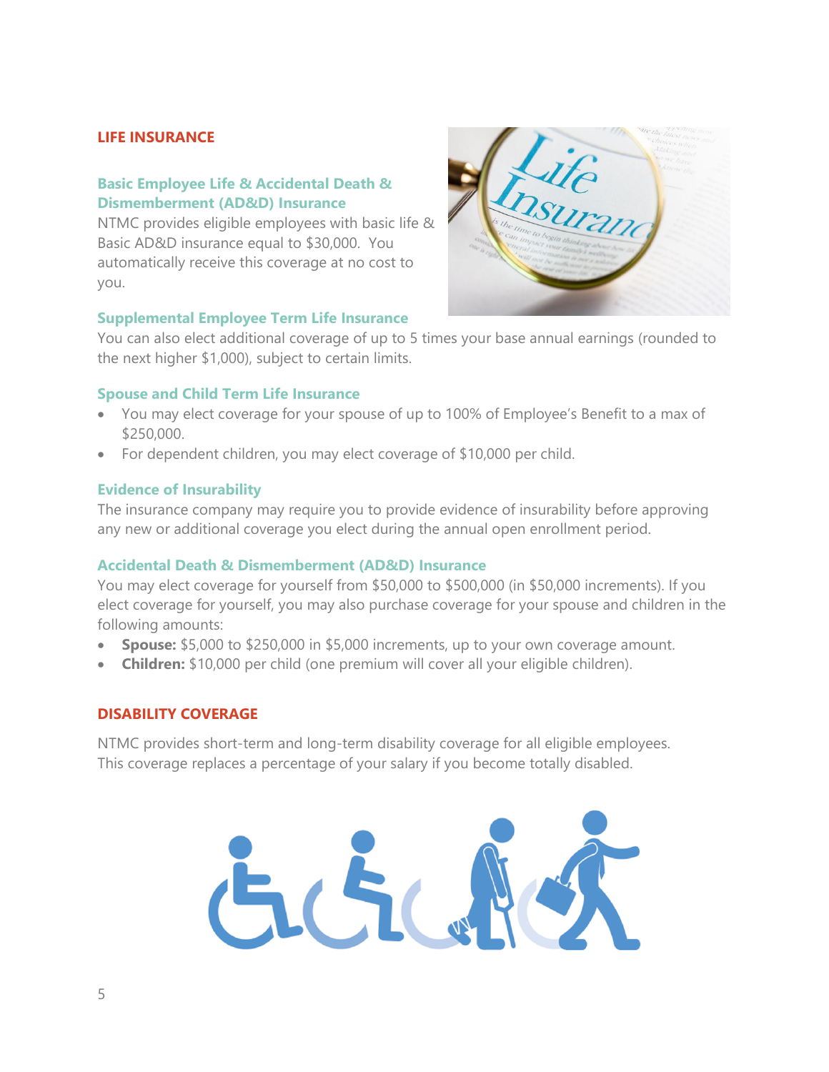## LIFE INSURANCE

### Basic Employee Life & Accidental Death & Dismemberment (AD&D) Insurance

NTMC provides eligible employees with basic life & Basic AD&D insurance equal to $30,000. You automatically receive this coverage at no cost to you.

### Supplemental Employee Term Life Insurance

You can also elect additional coverage of up to 5 times your base annual earnings (rounded to the next higher $1,000), subject to certain limits.

### Spouse and Child Term Life Insurance

- You may elect coverage for your spouse of up to 100% of Employee's Benefit to a max of $250,000.
- For dependent children, you may elect coverage of $10,000 per child.

### Evidence of Insurability

The insurance company may require you to provide evidence of insurability before approving any new or additional coverage you elect during the annual open enrollment period.

### Accidental Death & Dismemberment (AD&D) Insurance

You may elect coverage for yourself from $50,000 to $500,000 (in $50,000 increments). If you elect coverage for yourself, you may also purchase coverage for your spouse and children in the following amounts:

- **Spouse:** $5,000 to $250,000 in $5,000 increments, up to your own coverage amount.
- **Children:** $10,000 per child (one premium will cover all your eligible children).

## DISABILITY COVERAGE

NTMC provides short-term and long-term disability coverage for all eligible employees. This coverage replaces a percentage of your salary if you become totally disabled.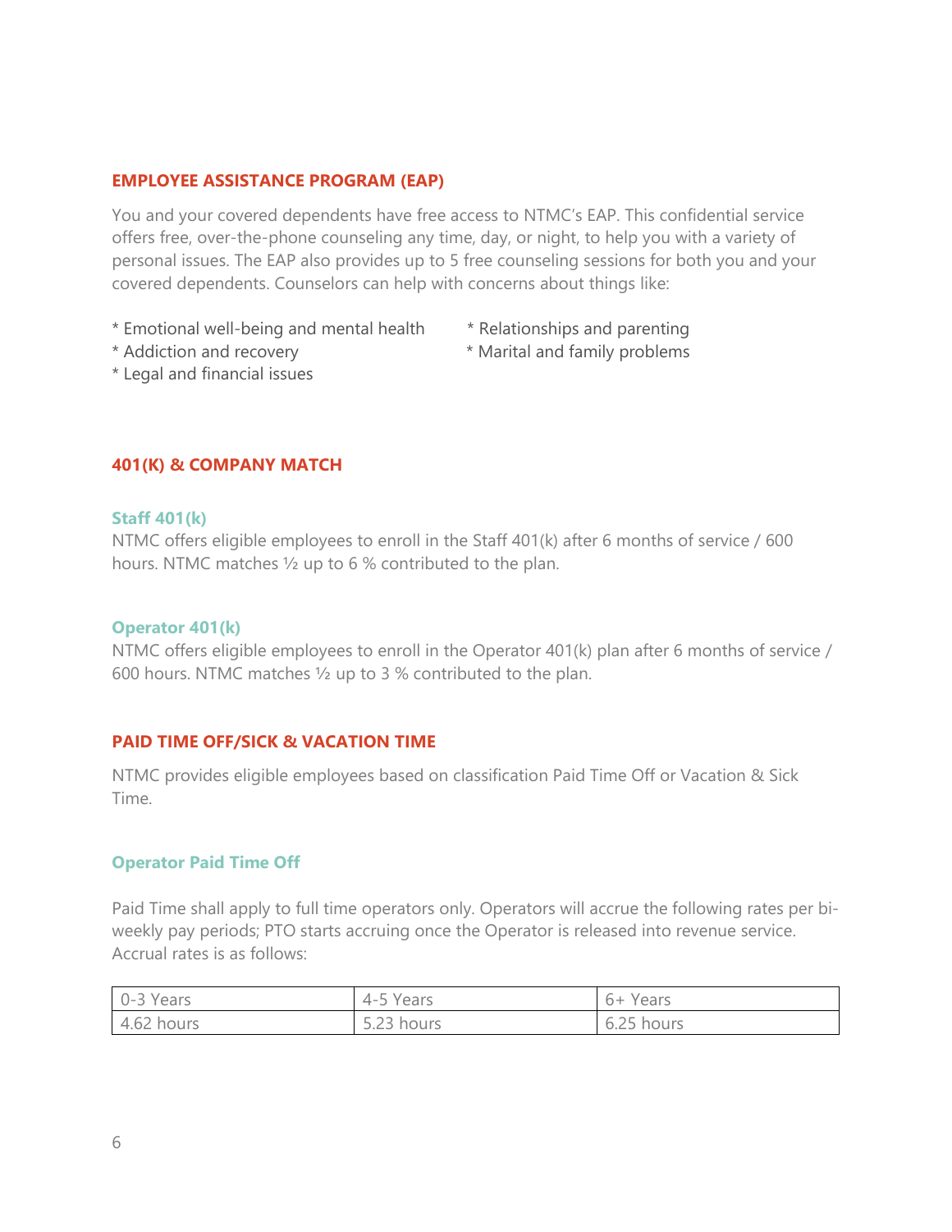## EMPLOYEE ASSISTANCE PROGRAM (EAP)

You and your covered dependents have free access to NTMC's EAP. This confidential service offers free, over-the-phone counseling any time, day, or night, to help you with a variety of personal issues. The EAP also provides up to 5 free counseling sessions for both you and your covered dependents. Counselors can help with concerns about things like:

* Emotional well-being and mental health
* Addiction and recovery
* Legal and financial issues
* Relationships and parenting
* Marital and family problems

## 401(K) & COMPANY MATCH

### Staff 401(k)

NTMC offers eligible employees to enroll in the Staff 401(k) after 6 months of service / 600 hours. NTMC matches ½ up to 6 % contributed to the plan.

### Operator 401(k)

NTMC offers eligible employees to enroll in the Operator 401(k) plan after 6 months of service / 600 hours. NTMC matches ½ up to 3 % contributed to the plan.

## PAID TIME OFF/SICK & VACATION TIME

NTMC provides eligible employees based on classification Paid Time Off or Vacation & Sick Time.

### Operator Paid Time Off

Paid Time shall apply to full time operators only. Operators will accrue the following rates per bi-weekly pay periods; PTO starts accruing once the Operator is released into revenue service. Accrual rates is as follows:

| 0-3 Years | 4-5 Years | 6+ Years |
|---|---|---|
| 4.62 hours | 5.23 hours | 6.25 hours |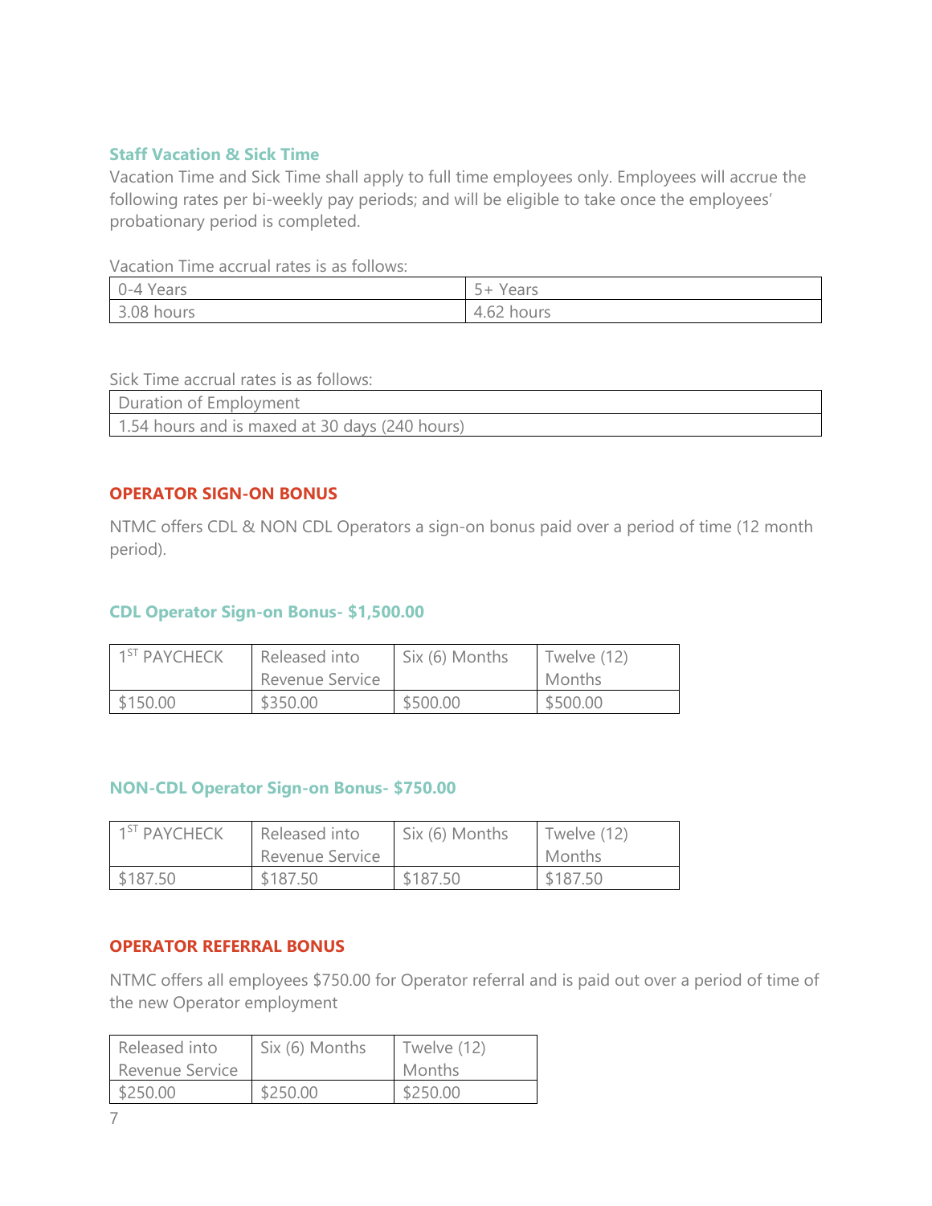### Staff Vacation & Sick Time

Vacation Time and Sick Time shall apply to full time employees only. Employees will accrue the following rates per bi-weekly pay periods; and will be eligible to take once the employees' probationary period is completed.

Vacation Time accrual rates is as follows:

| 0-4 Years | 5+ Years |
|---|---|
| 3.08 hours | 4.62 hours |

Sick Time accrual rates is as follows:

| Duration of Employment |
|---|
| 1.54 hours and is maxed at 30 days (240 hours) |

## OPERATOR SIGN-ON BONUS

NTMC offers CDL & NON CDL Operators a sign-on bonus paid over a period of time (12 month period).

### CDL Operator Sign-on Bonus- $1,500.00

| 1ST PAYCHECK | Released into Revenue Service | Six (6) Months | Twelve (12) Months |
|---|---|---|---|
| $150.00 | $350.00 | $500.00 | $500.00 |

### NON-CDL Operator Sign-on Bonus- $750.00

| 1ST PAYCHECK | Released into Revenue Service | Six (6) Months | Twelve (12) Months |
|---|---|---|---|
| $187.50 | $187.50 | $187.50 | $187.50 |

## OPERATOR REFERRAL BONUS

NTMC offers all employees $750.00 for Operator referral and is paid out over a period of time of the new Operator employment

| Released into Revenue Service | Six (6) Months | Twelve (12) Months |
|---|---|---|
| $250.00 | $250.00 | $250.00 |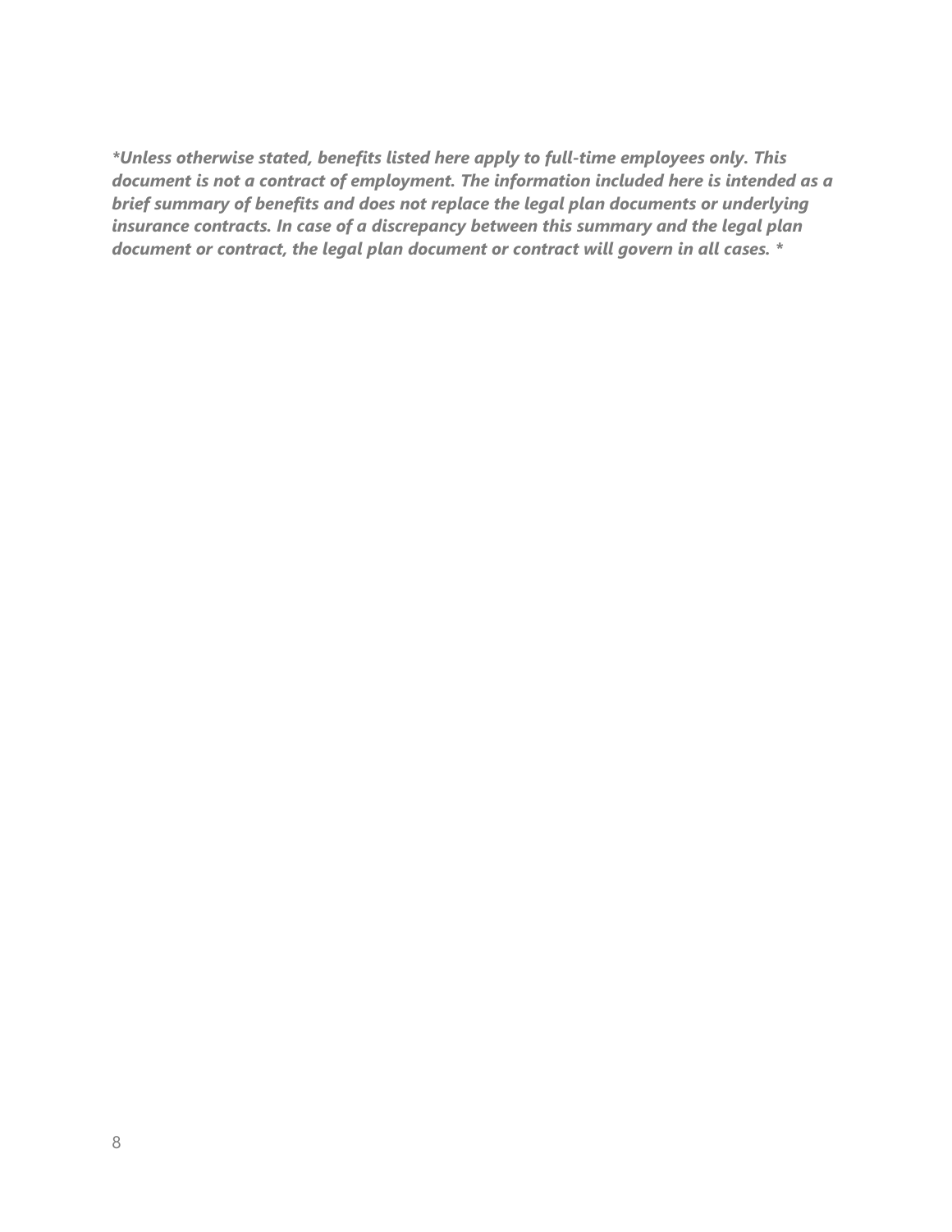***Unless otherwise stated, benefits listed here apply to full-time employees only. This document is not a contract of employment. The information included here is intended as a brief summary of benefits and does not replace the legal plan documents or underlying insurance contracts. In case of a discrepancy between this summary and the legal plan document or contract, the legal plan document or contract will govern in all cases. ***